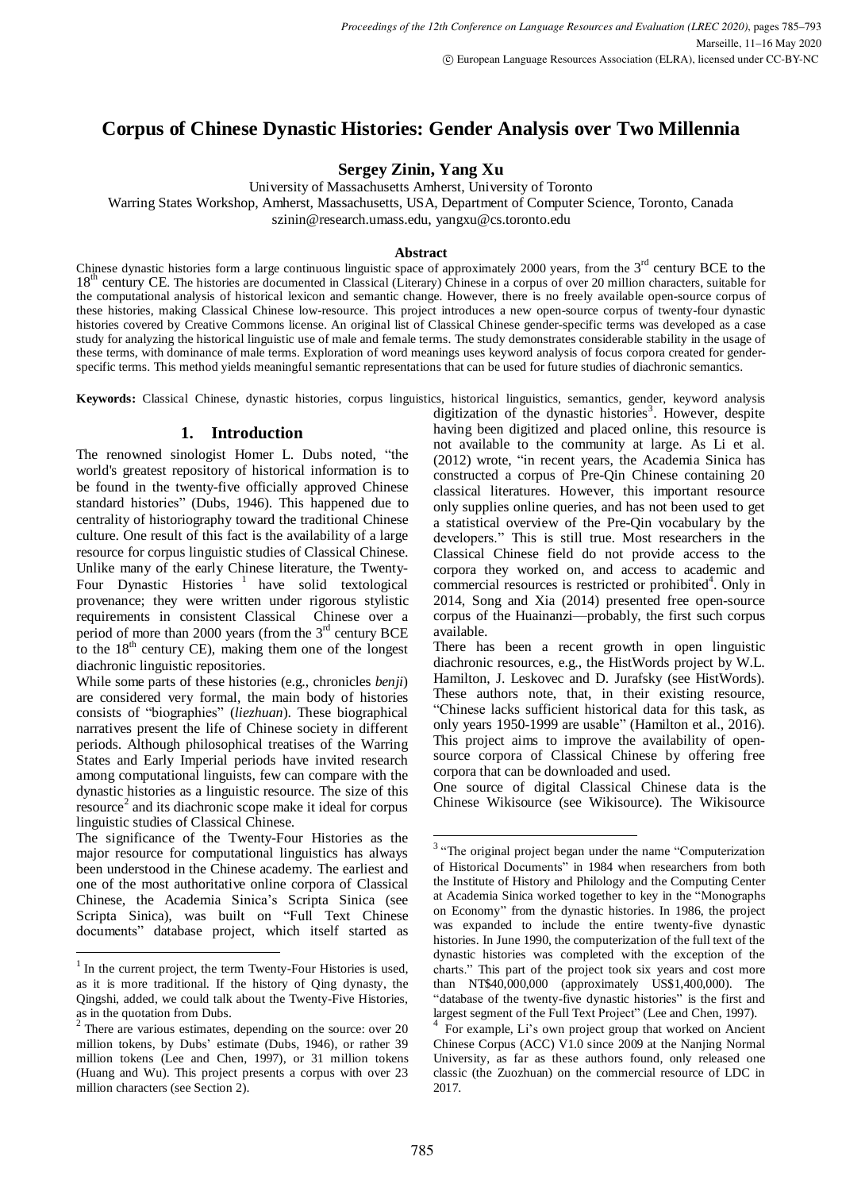# Corpus of Chinese Dynastic Histories: Gender Analysis over Two Millennia

**Sergey Zinin, Yang Xu**

University of Massachusetts Amherst, University of Toronto

Warring States Workshop, Amherst, Massachusetts, USA, Department of Computer Science, Toronto, Canada

szinin@research.umass.edu, yangxu@cs.toronto.edu

### Abstract

Chinese dynastic histories form a large continuous linguistic space of approximately 2000 years, from the 3rd century BCE to the 18th century CE. The histories are documented in Classical (Literary) Chinese in a corpus of over 20 million characters, suitable for the computational analysis of historical lexicon and semantic change. However, there is no freely available open-source corpus of these histories, making Classical Chinese low-resource. This project introduces a new open-source corpus of twenty-four dynastic histories covered by Creative Commons license. An original list of Classical Chinese gender-specific terms was developed as a case study for analyzing the historical linguistic use of male and female terms. The study demonstrates considerable stability in the usage of these terms, with dominance of male terms. Exploration of word meanings uses keyword analysis of focus corpora created for gender-specific terms. This method yields meaningful semantic representations that can be used for future studies of diachronic semantics.

**Keywords:** Classical Chinese, dynastic histories, corpus linguistics, historical linguistics, semantics, gender, keyword analysis

## 1. Introduction

The renowned sinologist Homer L. Dubs noted, "the world's greatest repository of historical information is to be found in the twenty-five officially approved Chinese standard histories" (Dubs, 1946). This happened due to centrality of historiography toward the traditional Chinese culture. One result of this fact is the availability of a large resource for corpus linguistic studies of Classical Chinese. Unlike many of the early Chinese literature, the Twenty-Four Dynastic Histories [1] have solid textological provenance; they were written under rigorous stylistic requirements in consistent Classical Chinese over a period of more than 2000 years (from the 3rd century BCE to the 18th century CE), making them one of the longest diachronic linguistic repositories.

While some parts of these histories (e.g., chronicles *benji*) are considered very formal, the main body of histories consists of "biographies" (*liezhuan*). These biographical narratives present the life of Chinese society in different periods. Although philosophical treatises of the Warring States and Early Imperial periods have invited research among computational linguists, few can compare with the dynastic histories as a linguistic resource. The size of this resource[2] and its diachronic scope make it ideal for corpus linguistic studies of Classical Chinese.

The significance of the Twenty-Four Histories as the major resource for computational linguistics has always been understood in the Chinese academy. The earliest and one of the most authoritative online corpora of Classical Chinese, the Academia Sinica's Scripta Sinica (see Scripta Sinica), was built on "Full Text Chinese documents" database project, which itself started as digitization of the dynastic histories[3]. However, despite having been digitized and placed online, this resource is not available to the community at large. As Li et al. (2012) wrote, "in recent years, the Academia Sinica has constructed a corpus of Pre-Qin Chinese containing 20 classical literatures. However, this important resource only supplies online queries, and has not been used to get a statistical overview of the Pre-Qin vocabulary by the developers." This is still true. Most researchers in the Classical Chinese field do not provide access to the corpora they worked on, and access to academic and commercial resources is restricted or prohibited[4]. Only in 2014, Song and Xia (2014) presented free open-source corpus of the Huainanzi—probably, the first such corpus available.

There has been a recent growth in open linguistic diachronic resources, e.g., the HistWords project by W.L. Hamilton, J. Leskovec and D. Jurafsky (see HistWords). These authors note, that, in their existing resource, "Chinese lacks sufficient historical data for this task, as only years 1950-1999 are usable" (Hamilton et al., 2016). This project aims to improve the availability of open-source corpora of Classical Chinese by offering free corpora that can be downloaded and used.

One source of digital Classical Chinese data is the Chinese Wikisource (see Wikisource). The Wikisource

---

[1] In the current project, the term Twenty-Four Histories is used, as it is more traditional. If the history of Qing dynasty, the Qingshi, added, we could talk about the Twenty-Five Histories, as in the quotation from Dubs.

[2] There are various estimates, depending on the source: over 20 million tokens, by Dubs' estimate (Dubs, 1946), or rather 39 million tokens (Lee and Chen, 1997), or 31 million tokens (Huang and Wu). This project presents a corpus with over 23 million characters (see Section 2).

[3] "The original project began under the name "Computerization of Historical Documents" in 1984 when researchers from both the Institute of History and Philology and the Computing Center at Academia Sinica worked together to key in the "Monographs on Economy" from the dynastic histories. In 1986, the project was expanded to include the entire twenty-five dynastic histories. In June 1990, the computerization of the full text of the dynastic histories was completed with the exception of the charts." This part of the project took six years and cost more than NT$40,000,000 (approximately US$1,400,000). The "database of the twenty-five dynastic histories" is the first and largest segment of the Full Text Project" (Lee and Chen, 1997).

[4] For example, Li's own project group that worked on Ancient Chinese Corpus (ACC) V1.0 since 2009 at the Nanjing Normal University, as far as these authors found, only released one classic (the Zuozhuan) on the commercial resource of LDC in 2017.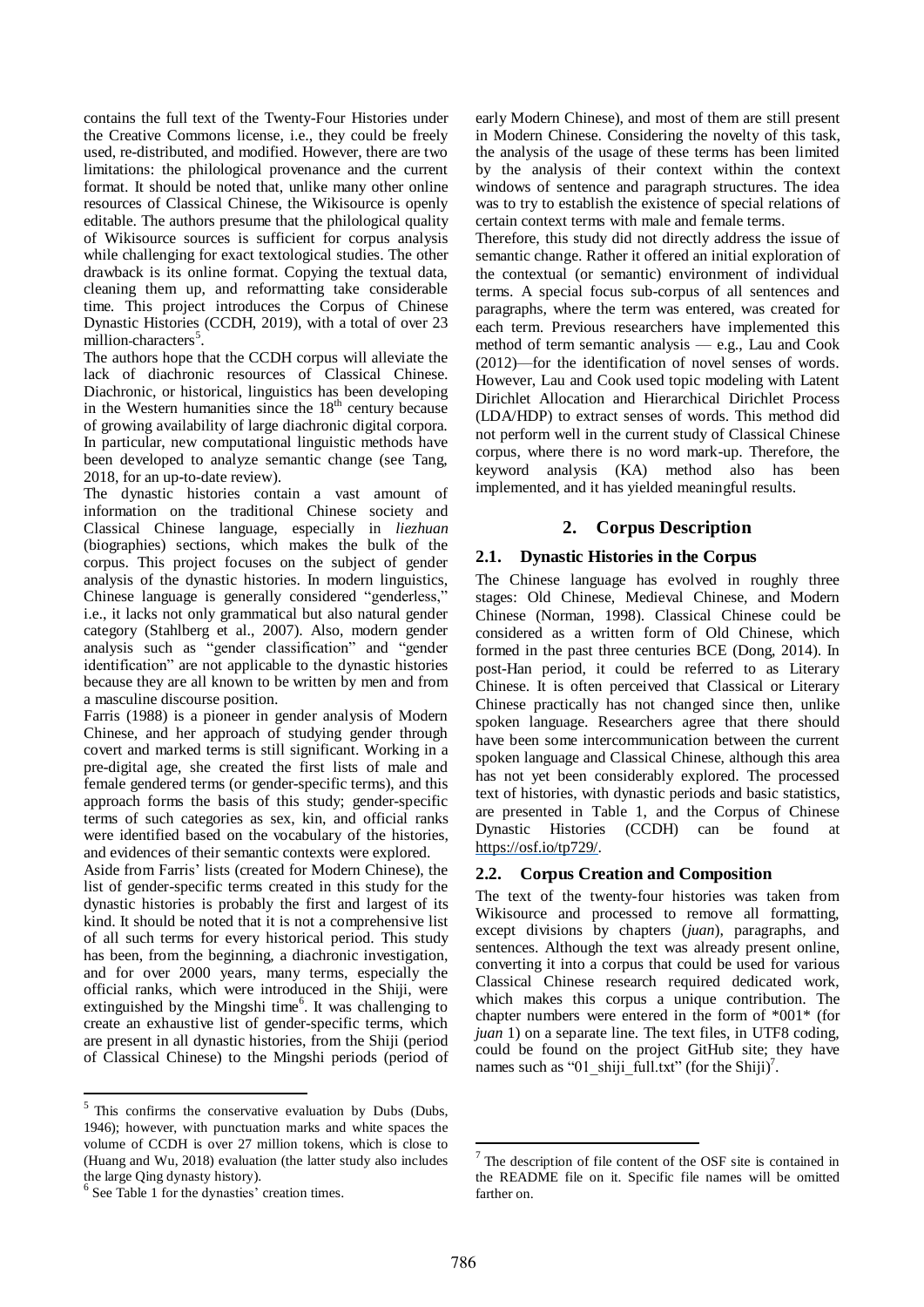contains the full text of the Twenty-Four Histories under the Creative Commons license, i.e., they could be freely used, re-distributed, and modified. However, there are two limitations: the philological provenance and the current format. It should be noted that, unlike many other online resources of Classical Chinese, the Wikisource is openly editable. The authors presume that the philological quality of Wikisource sources is sufficient for corpus analysis while challenging for exact textological studies. The other drawback is its online format. Copying the textual data, cleaning them up, and reformatting take considerable time. This project introduces the Corpus of Chinese Dynastic Histories (CCDH, 2019), with a total of over 23 million-characters[5].

The authors hope that the CCDH corpus will alleviate the lack of diachronic resources of Classical Chinese. Diachronic, or historical, linguistics has been developing in the Western humanities since the 18th century because of growing availability of large diachronic digital corpora. In particular, new computational linguistic methods have been developed to analyze semantic change (see Tang, 2018, for an up-to-date review).

The dynastic histories contain a vast amount of information on the traditional Chinese society and Classical Chinese language, especially in *liezhuan* (biographies) sections, which makes the bulk of the corpus. This project focuses on the subject of gender analysis of the dynastic histories. In modern linguistics, Chinese language is generally considered "genderless," i.e., it lacks not only grammatical but also natural gender category (Stahlberg et al., 2007). Also, modern gender analysis such as "gender classification" and "gender identification" are not applicable to the dynastic histories because they are all known to be written by men and from a masculine discourse position.

Farris (1988) is a pioneer in gender analysis of Modern Chinese, and her approach of studying gender through covert and marked terms is still significant. Working in a pre-digital age, she created the first lists of male and female gendered terms (or gender-specific terms), and this approach forms the basis of this study; gender-specific terms of such categories as sex, kin, and official ranks were identified based on the vocabulary of the histories, and evidences of their semantic contexts were explored.

Aside from Farris' lists (created for Modern Chinese), the list of gender-specific terms created in this study for the dynastic histories is probably the first and largest of its kind. It should be noted that it is not a comprehensive list of all such terms for every historical period. This study has been, from the beginning, a diachronic investigation, and for over 2000 years, many terms, especially the official ranks, which were introduced in the Shiji, were extinguished by the Mingshi time[6]. It was challenging to create an exhaustive list of gender-specific terms, which are present in all dynastic histories, from the Shiji (period of Classical Chinese) to the Mingshi periods (period of early Modern Chinese), and most of them are still present in Modern Chinese. Considering the novelty of this task, the analysis of the usage of these terms has been limited by the analysis of their context within the context windows of sentence and paragraph structures. The idea was to try to establish the existence of special relations of certain context terms with male and female terms.

Therefore, this study did not directly address the issue of semantic change. Rather it offered an initial exploration of the contextual (or semantic) environment of individual terms. A special focus sub-corpus of all sentences and paragraphs, where the term was entered, was created for each term. Previous researchers have implemented this method of term semantic analysis — e.g., Lau and Cook (2012)—for the identification of novel senses of words. However, Lau and Cook used topic modeling with Latent Dirichlet Allocation and Hierarchical Dirichlet Process (LDA/HDP) to extract senses of words. This method did not perform well in the current study of Classical Chinese corpus, where there is no word mark-up. Therefore, the keyword analysis (KA) method also has been implemented, and it has yielded meaningful results.

## 2. Corpus Description

### 2.1. Dynastic Histories in the Corpus

The Chinese language has evolved in roughly three stages: Old Chinese, Medieval Chinese, and Modern Chinese (Norman, 1998). Classical Chinese could be considered as a written form of Old Chinese, which formed in the past three centuries BCE (Dong, 2014). In post-Han period, it could be referred to as Literary Chinese. It is often perceived that Classical or Literary Chinese practically has not changed since then, unlike spoken language. Researchers agree that there should have been some intercommunication between the current spoken language and Classical Chinese, although this area has not yet been considerably explored. The processed text of histories, with dynastic periods and basic statistics, are presented in Table 1, and the Corpus of Chinese Dynastic Histories (CCDH) can be found at https://osf.io/tp729/.

### 2.2. Corpus Creation and Composition

The text of the twenty-four histories was taken from Wikisource and processed to remove all formatting, except divisions by chapters (*juan*), paragraphs, and sentences. Although the text was already present online, converting it into a corpus that could be used for various Classical Chinese research required dedicated work, which makes this corpus a unique contribution. The chapter numbers were entered in the form of *001* (for *juan* 1) on a separate line. The text files, in UTF8 coding, could be found on the project GitHub site; they have names such as "01_shiji_full.txt" (for the Shiji)[7].

---

[5] This confirms the conservative evaluation by Dubs (Dubs, 1946); however, with punctuation marks and white spaces the volume of CCDH is over 27 million tokens, which is close to (Huang and Wu, 2018) evaluation (the latter study also includes the large Qing dynasty history).

[6] See Table 1 for the dynasties' creation times.

[7] The description of file content of the OSF site is contained in the README file on it. Specific file names will be omitted farther on.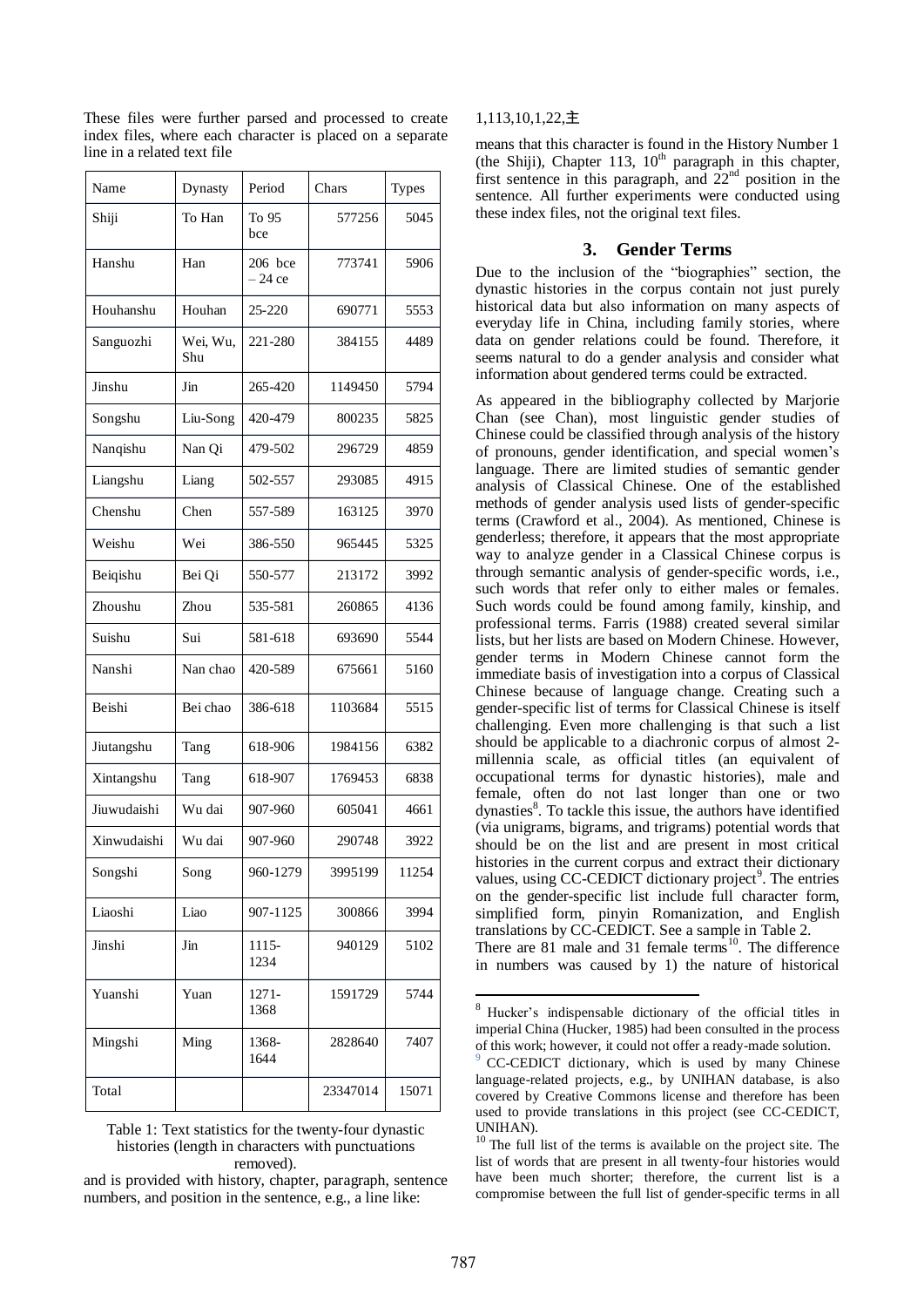These files were further parsed and processed to create index files, where each character is placed on a separate line in a related text file

| Name | Dynasty | Period | Chars | Types |
|---|---|---|---|---|
| Shiji | To Han | To 95 bce | 577256 | 5045 |
| Hanshu | Han | 206 bce – 24 ce | 773741 | 5906 |
| Houhanshu | Houhan | 25-220 | 690771 | 5553 |
| Sanguozhi | Wei, Wu, Shu | 221-280 | 384155 | 4489 |
| Jinshu | Jin | 265-420 | 1149450 | 5794 |
| Songshu | Liu-Song | 420-479 | 800235 | 5825 |
| Nanqishu | Nan Qi | 479-502 | 296729 | 4859 |
| Liangshu | Liang | 502-557 | 293085 | 4915 |
| Chenshu | Chen | 557-589 | 163125 | 3970 |
| Weishu | Wei | 386-550 | 965445 | 5325 |
| Beiqishu | Bei Qi | 550-577 | 213172 | 3992 |
| Zhoushu | Zhou | 535-581 | 260865 | 4136 |
| Suishu | Sui | 581-618 | 693690 | 5544 |
| Nanshi | Nan chao | 420-589 | 675661 | 5160 |
| Beishi | Bei chao | 386-618 | 1103684 | 5515 |
| Jiutangshu | Tang | 618-906 | 1984156 | 6382 |
| Xintangshu | Tang | 618-907 | 1769453 | 6838 |
| Jiuwudaishi | Wu dai | 907-960 | 605041 | 4661 |
| Xinwudaishi | Wu dai | 907-960 | 290748 | 3922 |
| Songshi | Song | 960-1279 | 3995199 | 11254 |
| Liaoshi | Liao | 907-1125 | 300866 | 3994 |
| Jinshi | Jin | 1115-1234 | 940129 | 5102 |
| Yuanshi | Yuan | 1271-1368 | 1591729 | 5744 |
| Mingshi | Ming | 1368-1644 | 2828640 | 7407 |
| Total | | | 23347014 | 15071 |

Table 1: Text statistics for the twenty-four dynastic histories (length in characters with punctuations removed).

and is provided with history, chapter, paragraph, sentence numbers, and position in the sentence, e.g., a line like:

1,113,10,1,22,主

means that this character is found in the History Number 1 (the Shiji), Chapter 113, 10th paragraph in this chapter, first sentence in this paragraph, and 22nd position in the sentence. All further experiments were conducted using these index files, not the original text files.

## 3. Gender Terms

Due to the inclusion of the "biographies" section, the dynastic histories in the corpus contain not just purely historical data but also information on many aspects of everyday life in China, including family stories, where data on gender relations could be found. Therefore, it seems natural to do a gender analysis and consider what information about gendered terms could be extracted.

As appeared in the bibliography collected by Marjorie Chan (see Chan), most linguistic gender studies of Chinese could be classified through analysis of the history of pronouns, gender identification, and special women's language. There are limited studies of semantic gender analysis of Classical Chinese. One of the established methods of gender analysis used lists of gender-specific terms (Crawford et al., 2004). As mentioned, Chinese is genderless; therefore, it appears that the most appropriate way to analyze gender in a Classical Chinese corpus is through semantic analysis of gender-specific words, i.e., such words that refer only to either males or females. Such words could be found among family, kinship, and professional terms. Farris (1988) created several similar lists, but her lists are based on Modern Chinese. However, gender terms in Modern Chinese cannot form the immediate basis of investigation into a corpus of Classical Chinese because of language change. Creating such a gender-specific list of terms for Classical Chinese is itself challenging. Even more challenging is that such a list should be applicable to a diachronic corpus of almost 2-millennia scale, as official titles (an equivalent of occupational terms for dynastic histories), male and female, often do not last longer than one or two dynasties[8]. To tackle this issue, the authors have identified (via unigrams, bigrams, and trigrams) potential words that should be on the list and are present in most critical histories in the current corpus and extract their dictionary values, using CC-CEDICT dictionary project[9]. The entries on the gender-specific list include full character form, simplified form, pinyin Romanization, and English translations by CC-CEDICT. See a sample in Table 2.

There are 81 male and 31 female terms[10]. The difference in numbers was caused by 1) the nature of historical

[8] Hucker's indispensable dictionary of the official titles in imperial China (Hucker, 1985) had been consulted in the process of this work; however, it could not offer a ready-made solution.

[9] CC-CEDICT dictionary, which is used by many Chinese language-related projects, e.g., by UNIHAN database, is also covered by Creative Commons license and therefore has been used to provide translations in this project (see CC-CEDICT, UNIHAN).

[10] The full list of the terms is available on the project site. The list of words that are present in all twenty-four histories would have been much shorter; therefore, the current list is a compromise between the full list of gender-specific terms in all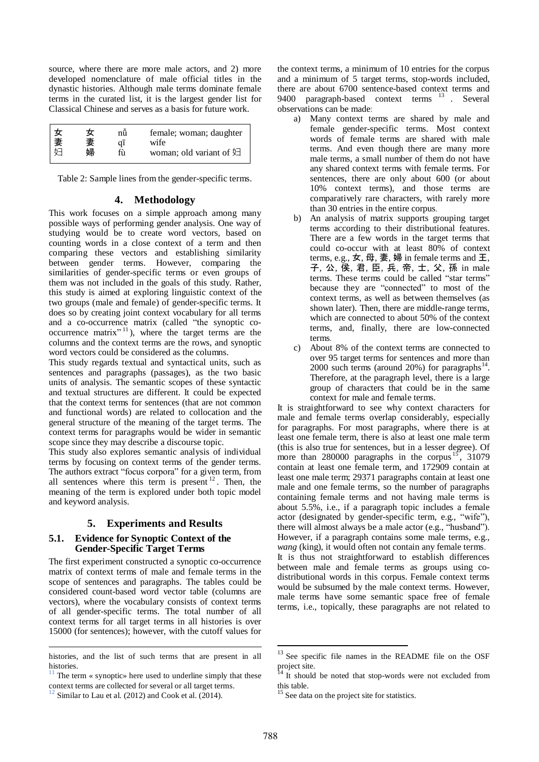source, where there are more male actors, and 2) more developed nomenclature of male official titles in the dynastic histories. Although male terms dominate female terms in the curated list, it is the largest gender list for Classical Chinese and serves as a basis for future work.

| | | | |
|---|---|---|---|
| 女 | 女 | nǚ | female; woman; daughter |
| 妻 | 妻 | qī | wife |
| 妇 | 婦 | fù | woman; old variant of 妇 |

Table 2: Sample lines from the gender-specific terms.

## 4. Methodology

This work focuses on a simple approach among many possible ways of performing gender analysis. One way of studying would be to create word vectors, based on counting words in a close context of a term and then comparing these vectors and establishing similarity between gender terms. However, comparing the similarities of gender-specific terms or even groups of them was not included in the goals of this study. Rather, this study is aimed at exploring linguistic context of the two groups (male and female) of gender-specific terms. It does so by creating joint context vocabulary for all terms and a co-occurrence matrix (called "the synoptic co-occurrence matrix"[11]), where the target terms are the columns and the context terms are the rows, and synoptic word vectors could be considered as the columns.

This study regards textual and syntactical units, such as sentences and paragraphs (passages), as the two basic units of analysis. The semantic scopes of these syntactic and textual structures are different. It could be expected that the context terms for sentences (that are not common and functional words) are related to collocation and the general structure of the meaning of the target terms. The context terms for paragraphs would be wider in semantic scope since they may describe a discourse topic.

This study also explores semantic analysis of individual terms by focusing on context terms of the gender terms. The authors extract "focus corpora" for a given term, from all sentences where this term is present[12]. Then, the meaning of the term is explored under both topic model and keyword analysis.

## 5. Experiments and Results

### 5.1. Evidence for Synoptic Context of the Gender-Specific Target Terms

The first experiment constructed a synoptic co-occurrence matrix of context terms of male and female terms in the scope of sentences and paragraphs. The tables could be considered count-based word vector table (columns are vectors), where the vocabulary consists of context terms of all gender-specific terms. The total number of all context terms for all target terms in all histories is over 15000 (for sentences); however, with the cutoff values for the context terms, a minimum of 10 entries for the corpus and a minimum of 5 target terms, stop-words included, there are about 6700 sentence-based context terms and 9400 paragraph-based context terms[13]. Several observations can be made:

a) Many context terms are shared by male and female gender-specific terms. Most context words of female terms are shared with male terms. And even though there are many more male terms, a small number of them do not have any shared context terms with female terms. For sentences, there are only about 600 (or about 10% context terms), and those terms are comparatively rare characters, with rarely more than 30 entries in the entire corpus.

b) An analysis of matrix supports grouping target terms according to their distributional features. There are a few words in the target terms that could co-occur with at least 80% of context terms, e.g., 女, 母, 妻, 婦 in female terms and 王, 子, 公, 侯, 君, 臣, 兵, 帝, 士, 父, 孫 in male terms. These terms could be called "star terms" because they are "connected" to most of the context terms, as well as between themselves (as shown later). Then, there are middle-range terms, which are connected to about 50% of the context terms, and, finally, there are low-connected terms.

c) About 8% of the context terms are connected to over 95 target terms for sentences and more than 2000 such terms (around 20%) for paragraphs[14]. Therefore, at the paragraph level, there is a large group of characters that could be in the same context for male and female terms.

It is straightforward to see why context characters for male and female terms overlap considerably, especially for paragraphs. For most paragraphs, where there is at least one female term, there is also at least one male term (this is also true for sentences, but in a lesser degree). Of more than 280000 paragraphs in the corpus[15], 31079 contain at least one female term, and 172909 contain at least one male term; 29371 paragraphs contain at least one male and one female terms, so the number of paragraphs containing female terms and not having male terms is about 5.5%, i.e., if a paragraph topic includes a female actor (designated by gender-specific term, e.g., "wife"), there will almost always be a male actor (e.g., "husband"). However, if a paragraph contains some male terms, e.g., *wang* (king), it would often not contain any female terms.

It is thus not straightforward to establish differences between male and female terms as groups using co-distributional words in this corpus. Female context terms would be subsumed by the male context terms. However, male terms have some semantic space free of female terms, i.e., topically, these paragraphs are not related to

---

histories, and the list of such terms that are present in all histories.

[11] The term « synoptic» here used to underline simply that these context terms are collected for several or all target terms.

[12] Similar to Lau et al. (2012) and Cook et al. (2014).

[13] See specific file names in the README file on the OSF project site.

[14] It should be noted that stop-words were not excluded from this table.

[15] See data on the project site for statistics.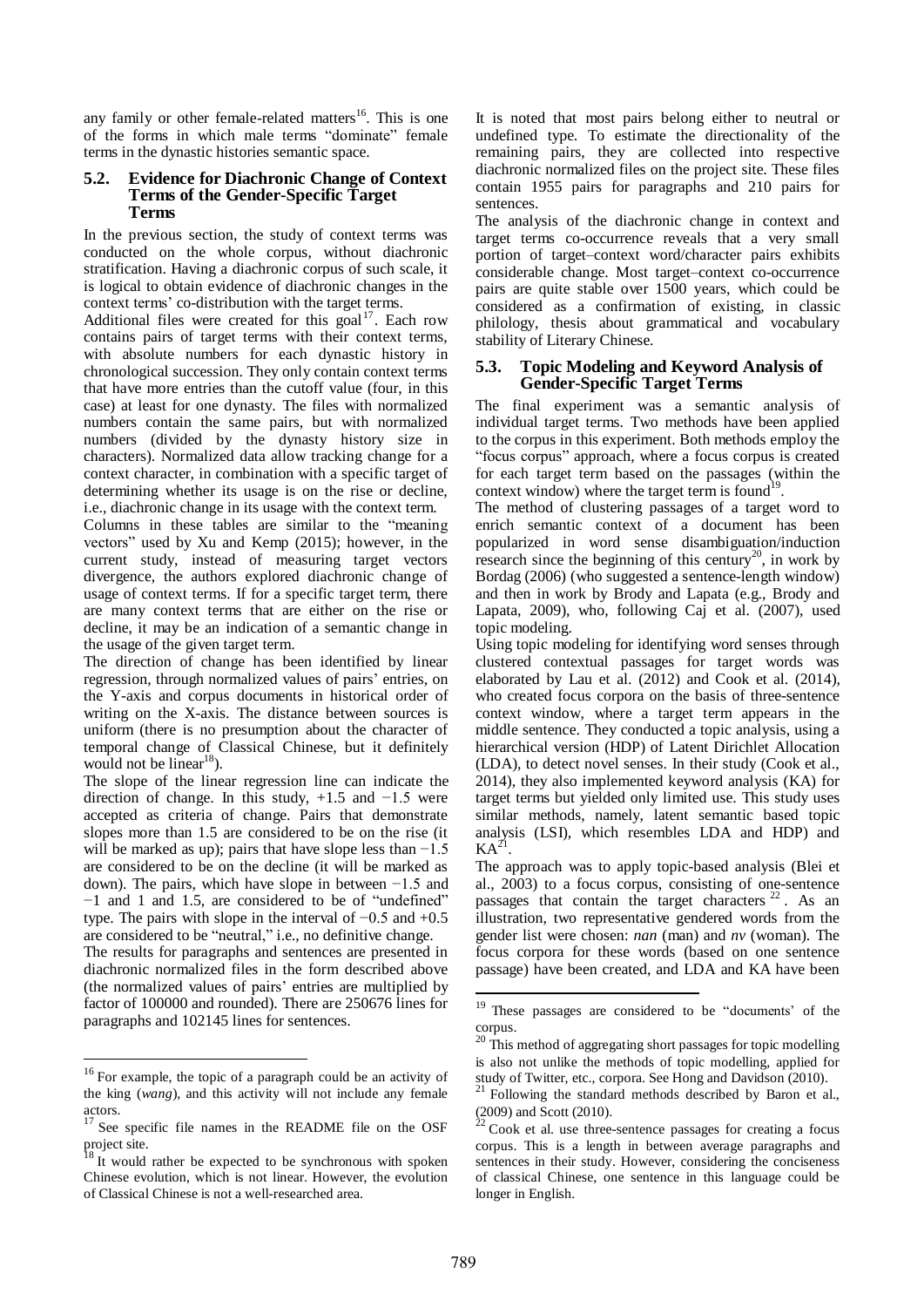any family or other female-related matters[16]. This is one of the forms in which male terms "dominate" female terms in the dynastic histories semantic space.

### 5.2. Evidence for Diachronic Change of Context Terms of the Gender-Specific Target Terms

In the previous section, the study of context terms was conducted on the whole corpus, without diachronic stratification. Having a diachronic corpus of such scale, it is logical to obtain evidence of diachronic changes in the context terms' co-distribution with the target terms.

Additional files were created for this goal[17]. Each row contains pairs of target terms with their context terms, with absolute numbers for each dynastic history in chronological succession. They only contain context terms that have more entries than the cutoff value (four, in this case) at least for one dynasty. The files with normalized numbers contain the same pairs, but with normalized numbers (divided by the dynasty history size in characters). Normalized data allow tracking change for a context character, in combination with a specific target of determining whether its usage is on the rise or decline, i.e., diachronic change in its usage with the context term.

Columns in these tables are similar to the "meaning vectors" used by Xu and Kemp (2015); however, in the current study, instead of measuring target vectors divergence, the authors explored diachronic change of usage of context terms. If for a specific target term, there are many context terms that are either on the rise or decline, it may be an indication of a semantic change in the usage of the given target term.

The direction of change has been identified by linear regression, through normalized values of pairs' entries, on the Y-axis and corpus documents in historical order of writing on the X-axis. The distance between sources is uniform (there is no presumption about the character of temporal change of Classical Chinese, but it definitely would not be linear[18]).

The slope of the linear regression line can indicate the direction of change. In this study, +1.5 and −1.5 were accepted as criteria of change. Pairs that demonstrate slopes more than 1.5 are considered to be on the rise (it will be marked as up); pairs that have slope less than −1.5 are considered to be on the decline (it will be marked as down). The pairs, which have slope in between −1.5 and −1 and 1 and 1.5, are considered to be of "undefined" type. The pairs with slope in the interval of −0.5 and +0.5 are considered to be "neutral," i.e., no definitive change.

The results for paragraphs and sentences are presented in diachronic normalized files in the form described above (the normalized values of pairs' entries are multiplied by factor of 100000 and rounded). There are 250676 lines for paragraphs and 102145 lines for sentences.

It is noted that most pairs belong either to neutral or undefined type. To estimate the directionality of the remaining pairs, they are collected into respective diachronic normalized files on the project site. These files contain 1955 pairs for paragraphs and 210 pairs for sentences.

The analysis of the diachronic change in context and target terms co-occurrence reveals that a very small portion of target–context word/character pairs exhibits considerable change. Most target–context co-occurrence pairs are quite stable over 1500 years, which could be considered as a confirmation of existing, in classic philology, thesis about grammatical and vocabulary stability of Literary Chinese.

### 5.3. Topic Modeling and Keyword Analysis of Gender-Specific Target Terms

The final experiment was a semantic analysis of individual target terms. Two methods have been applied to the corpus in this experiment. Both methods employ the "focus corpus" approach, where a focus corpus is created for each target term based on the passages (within the context window) where the target term is found[19].

The method of clustering passages of a target word to enrich semantic context of a document has been popularized in word sense disambiguation/induction research since the beginning of this century[20], in work by Bordag (2006) (who suggested a sentence-length window) and then in work by Brody and Lapata (e.g., Brody and Lapata, 2009), who, following Caj et al. (2007), used topic modeling.

Using topic modeling for identifying word senses through clustered contextual passages for target words was elaborated by Lau et al. (2012) and Cook et al. (2014), who created focus corpora on the basis of three-sentence context window, where a target term appears in the middle sentence. They conducted a topic analysis, using a hierarchical version (HDP) of Latent Dirichlet Allocation (LDA), to detect novel senses. In their study (Cook et al., 2014), they also implemented keyword analysis (KA) for target terms but yielded only limited use. This study uses similar methods, namely, latent semantic based topic analysis (LSI), which resembles LDA and HDP) and KA[21].

The approach was to apply topic-based analysis (Blei et al., 2003) to a focus corpus, consisting of one-sentence passages that contain the target characters[22]. As an illustration, two representative gendered words from the gender list were chosen: *nan* (man) and *nv* (woman). The focus corpora for these words (based on one sentence passage) have been created, and LDA and KA have been

---

[16] For example, the topic of a paragraph could be an activity of the king (*wang*), and this activity will not include any female actors.

[17] See specific file names in the README file on the OSF project site.

[18] It would rather be expected to be synchronous with spoken Chinese evolution, which is not linear. However, the evolution of Classical Chinese is not a well-researched area.

[19] These passages are considered to be "documents' of the corpus.

[20] This method of aggregating short passages for topic modelling is also not unlike the methods of topic modelling, applied for study of Twitter, etc., corpora. See Hong and Davidson (2010).

[21] Following the standard methods described by Baron et al., (2009) and Scott (2010).

[22] Cook et al. use three-sentence passages for creating a focus corpus. This is a length in between average paragraphs and sentences in their study. However, considering the conciseness of classical Chinese, one sentence in this language could be longer in English.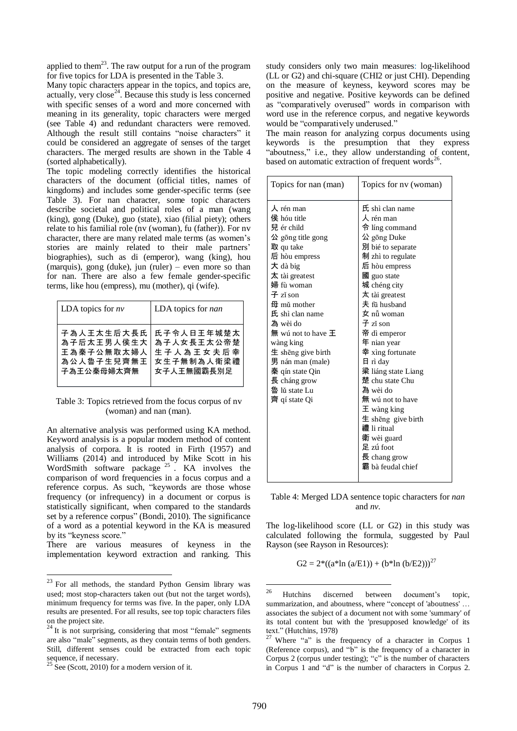applied to them[23]. The raw output for a run of the program for five topics for LDA is presented in the Table 3.

Many topic characters appear in the topics, and topics are, actually, very close[24]. Because this study is less concerned with specific senses of a word and more concerned with meaning in its generality, topic characters were merged (see Table 4) and redundant characters were removed. Although the result still contains "noise characters" it could be considered an aggregate of senses of the target characters. The merged results are shown in the Table 4 (sorted alphabetically).

The topic modeling correctly identifies the historical characters of the document (official titles, names of kingdoms) and includes some gender-specific terms (see Table 3). For nan character, some topic characters describe societal and political roles of a man (wang (king), gong (Duke), guo (state), xiao (filial piety); others relate to his familial role (nv (woman), fu (father)). For nv character, there are many related male terms (as women's stories are mainly related to their male partners' biographies), such as di (emperor), wang (king), hou (marquis), gong (duke), jun (ruler) – even more so than for nan. There are also a few female gender-specific terms, like hou (empress), mu (mother), qi (wife).

| LDA topics for *nv* | LDA topics for *nan* |
|---|---|
| 子為人王太生后大長氏 為子后太王男人侯生大 王為秦子公無取太婦人 為公人魯子生兒齊無王 子為王公秦母婦太齊無 | 氏子令人日王年城楚太 為子人女長王太公帝楚 生子人為王女夫后幸 女生子無制為人衛梁禮 女子人王無國霸長別足 |

Table 3: Topics retrieved from the focus corpus of nv (woman) and nan (man).

An alternative analysis was performed using KA method. Keyword analysis is a popular modern method of content analysis of corpora. It is rooted in Firth (1957) and Williams (2014) and introduced by Mike Scott in his WordSmith software package[25]. KA involves the comparison of word frequencies in a focus corpus and a reference corpus. As such, "keywords are those whose frequency (or infrequency) in a document or corpus is statistically significant, when compared to the standards set by a reference corpus" (Bondi, 2010). The significance of a word as a potential keyword in the KA is measured by its "keyness score."

There are various measures of keyness in the implementation keyword extraction and ranking. This study considers only two main measures: log-likelihood (LL or G2) and chi-square (CHI2 or just CHI). Depending on the measure of keyness, keyword scores may be positive and negative. Positive keywords can be defined as "comparatively overused" words in comparison with word use in the reference corpus, and negative keywords would be "comparatively underused."

The main reason for analyzing corpus documents using keywords is the presumption that they express "aboutness," i.e., they allow understanding of content, based on automatic extraction of frequent words[26].

| Topics for nan (man) | Topics for nv (woman) |
|---|---|
| 人 rén man<br>侯 hóu title<br>兒 ér child<br>公 gōng title gong<br>取 qu take<br>后 hòu empress<br>大 dà big<br>太 tài greatest<br>婦 fù woman<br>子 zǐ son<br>母 mǔ mother<br>氏 shì clan name<br>為 wèi do<br>無 wú not to have 王 wàng king<br>生 shēng give birth<br>男 nán man (male)<br>秦 qín state Qin<br>長 cháng grow<br>魯 lǔ state Lu<br>齊 qí state Qi | 氏 shì clan name<br>人 rén man<br>令 líng command<br>公 gōng Duke<br>別 bié to separate<br>制 zhì to regulate<br>后 hòu empress<br>國 guo state<br>城 chéng city<br>太 tài greatest<br>夫 fū husband<br>女 nǚ woman<br>子 zǐ son<br>帝 dì emperor<br>年 nian year<br>幸 xìng fortunate<br>日 rì day<br>梁 liáng state Liang<br>楚 chu state Chu<br>為 wèi do<br>無 wú not to have<br>王 wàng king<br>生 shēng give birth<br>禮 li ritual<br>衛 wèi guard<br>足 zú foot<br>長 chang grow<br>霸 bà feudal chief |

Table 4: Merged LDA sentence topic characters for *nan* and *nv*.

The log-likelihood score (LL or G2) in this study was calculated following the formula, suggested by Paul Rayson (see Rayson in Resources):

$$G2 = 2*((a*\ln(a/E1)) + (b*\ln(b/E2)))$$ [27]

[23] For all methods, the standard Python Gensim library was used; most stop-characters taken out (but not the target words), minimum frequency for terms was five. In the paper, only LDA results are presented. For all results, see top topic characters files on the project site.

[24] It is not surprising, considering that most "female" segments are also "male" segments, as they contain terms of both genders. Still, different senses could be extracted from each topic sequence, if necessary.

[25] See (Scott, 2010) for a modern version of it.

[26] Hutchins discerned between document's topic, summarization, and aboutness, where "concept of 'aboutness' … associates the subject of a document not with some 'summary' of its total content but with the 'presupposed knowledge' of its text." (Hutchins, 1978)

[27] Where "a" is the frequency of a character in Corpus 1 (Reference corpus), and "b" is the frequency of a character in Corpus 2 (corpus under testing); "c" is the number of characters in Corpus 1 and "d" is the number of characters in Corpus 2.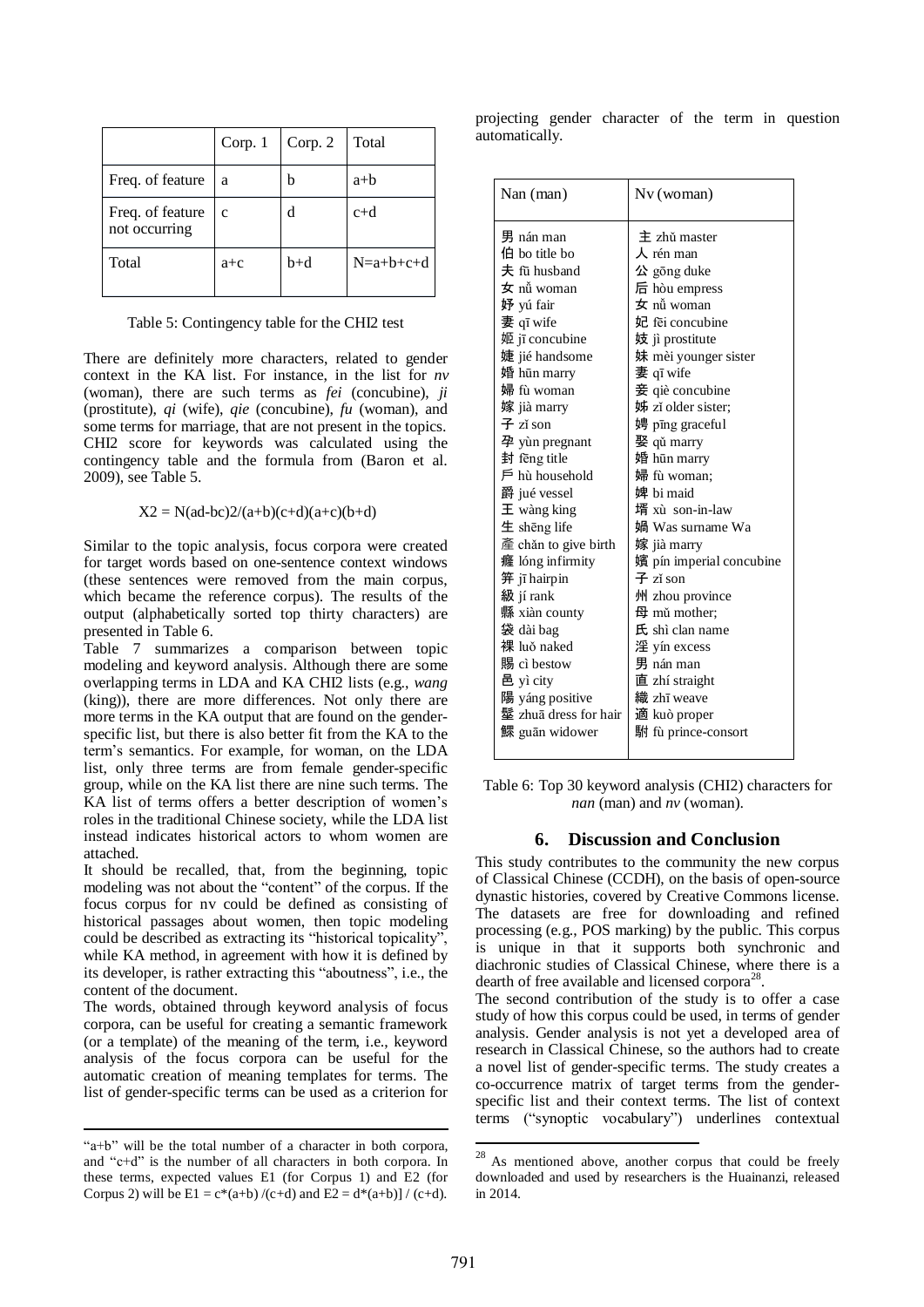|  | Corp. 1 | Corp. 2 | Total |
|---|---|---|---|
| Freq. of feature | a | b | a+b |
| Freq. of feature not occurring | c | d | c+d |
| Total | a+c | b+d | N=a+b+c+d |

Table 5: Contingency table for the CHI2 test

There are definitely more characters, related to gender context in the KA list. For instance, in the list for *nv* (woman), there are such terms as *fei* (concubine), *ji* (prostitute), *qi* (wife), *qie* (concubine), *fu* (woman), and some terms for marriage, that are not present in the topics. CHI2 score for keywords was calculated using the contingency table and the formula from (Baron et al. 2009), see Table 5.

$$X2 = N(ad-bc)2/(a+b)(c+d)(a+c)(b+d)$$

Similar to the topic analysis, focus corpora were created for target words based on one-sentence context windows (these sentences were removed from the main corpus, which became the reference corpus). The results of the output (alphabetically sorted top thirty characters) are presented in Table 6.

Table 7 summarizes a comparison between topic modeling and keyword analysis. Although there are some overlapping terms in LDA and KA CHI2 lists (e.g., *wang* (king)), there are more differences. Not only there are more terms in the KA output that are found on the gender-specific list, but there is also better fit from the KA to the term's semantics. For example, for woman, on the LDA list, only three terms are from female gender-specific group, while on the KA list there are nine such terms. The KA list of terms offers a better description of women's roles in the traditional Chinese society, while the LDA list instead indicates historical actors to whom women are attached.

It should be recalled, that, from the beginning, topic modeling was not about the "content" of the corpus. If the focus corpus for nv could be defined as consisting of historical passages about women, then topic modeling could be described as extracting its "historical topicality", while KA method, in agreement with how it is defined by its developer, is rather extracting this "aboutness", i.e., the content of the document.

The words, obtained through keyword analysis of focus corpora, can be useful for creating a semantic framework (or a template) of the meaning of the term, i.e., keyword analysis of the focus corpora can be useful for the automatic creation of meaning templates for terms. The list of gender-specific terms can be used as a criterion for projecting gender character of the term in question automatically.

"a+b" will be the total number of a character in both corpora, and "c+d" is the number of all characters in both corpora. In these terms, expected values E1 (for Corpus 1) and E2 (for Corpus 2) will be $E1 = c*(a+b)/(c+d)$ and $E2 = d*(a+b)] / (c+d)$.

| Nan (man) | Nv (woman) |
|---|---|
| 男 nán man | 主 zhǔ master |
| 伯 bo title bo | 人 rén man |
| 夫 fū husband | 公 gōng duke |
| 女 nǚ woman | 后 hòu empress |
| 妤 yú fair | 女 nǚ woman |
| 妻 qī wife | 妃 fēi concubine |
| 姬 jī concubine | 妓 jì prostitute |
| 婕 jié handsome | 妹 mèi younger sister |
| 婚 hūn marry | 妻 qī wife |
| 婦 fù woman | 妾 qiè concubine |
| 嫁 jià marry | 姊 zǐ older sister; |
| 子 zǐ son | 娉 pīng graceful |
| 孕 yùn pregnant | 娶 qǔ marry |
| 封 fēng title | 婚 hūn marry |
| 戶 hù household | 婦 fù woman; |
| 爵 jué vessel | 婢 bì maid |
| 王 wàng king | 婿 xù son-in-law |
| 生 shēng life | 媧 Was surname Wa |
| 產 chǎn to give birth | 嫁 jià marry |
| 癃 lóng infirmity | 嬪 pín imperial concubine |
| 笄 jī hairpin | 子 zǐ son |
| 級 jí rank | 州 zhou province |
| 縣 xiàn county | 母 mǔ mother; |
| 袋 dài bag | 氏 shì clan name |
| 裸 luǒ naked | 淫 yín excess |
| 賜 cì bestow | 男 nán man |
| 邑 yì city | 直 zhí straight |
| 陽 yáng positive | 織 zhī weave |
| 髽 zhuā dress for hair | 適 kuò proper |
| 鰥 guān widower | 駙 fù prince-consort |

Table 6: Top 30 keyword analysis (CHI2) characters for *nan* (man) and *nv* (woman).

## 6. Discussion and Conclusion

This study contributes to the community the new corpus of Classical Chinese (CCDH), on the basis of open-source dynastic histories, covered by Creative Commons license. The datasets are free for downloading and refined processing (e.g., POS marking) by the public. This corpus is unique in that it supports both synchronic and diachronic studies of Classical Chinese, where there is a dearth of free available and licensed corpora[28].

The second contribution of the study is to offer a case study of how this corpus could be used, in terms of gender analysis. Gender analysis is not yet a developed area of research in Classical Chinese, so the authors had to create a novel list of gender-specific terms. The study creates a co-occurrence matrix of target terms from the gender-specific list and their context terms. The list of context terms ("synoptic vocabulary") underlines contextual

[28] As mentioned above, another corpus that could be freely downloaded and used by researchers is the Huainanzi, released in 2014.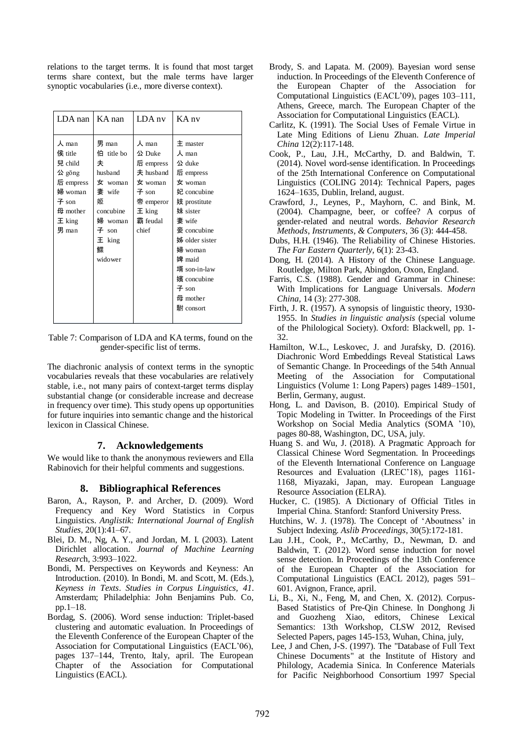relations to the target terms. It is found that most target terms share context, but the male terms have larger synoptic vocabularies (i.e., more diverse context).

| LDA nan | KA nan | LDA nv | KA nv |
|---|---|---|---|
| 人 man<br>侯 title<br>兒 child<br>公 gōng<br>后 empress<br>婦 woman<br>子 son<br>母 mother<br>王 king<br>男 man | 男 man<br>伯 title bo<br>夫 husband<br>女 woman<br>妻 wife<br>姬 concubine<br>婦 woman<br>子 son<br>王 king<br>鰥 widower | 人 man<br>公 Duke<br>后 empress<br>夫 husband<br>女 woman<br>子 son<br>帝 emperor<br>王 king<br>霸 feudal chief | 主 master<br>人 man<br>公 duke<br>后 empress<br>女 woman<br>妃 concubine<br>妓 prostitute<br>妹 sister<br>妻 wife<br>妾 concubine<br>姊 older sister<br>婦 woman<br>婢 maid<br>壻 son-in-law<br>嬪 concubine<br>子 son<br>母 mother<br>駙 consort |

Table 7: Comparison of LDA and KA terms, found on the gender-specific list of terms.

The diachronic analysis of context terms in the synoptic vocabularies reveals that these vocabularies are relatively stable, i.e., not many pairs of context-target terms display substantial change (or considerable increase and decrease in frequency over time). This study opens up opportunities for future inquiries into semantic change and the historical lexicon in Classical Chinese.

## 7. Acknowledgements

We would like to thank the anonymous reviewers and Ella Rabinovich for their helpful comments and suggestions.

## 8. Bibliographical References

Baron, A., Rayson, P. and Archer, D. (2009). Word Frequency and Key Word Statistics in Corpus Linguistics. *Anglistik: International Journal of English Studies*, 20(1):41–67.

Blei, D. M., Ng, A. Y., and Jordan, M. I. (2003). Latent Dirichlet allocation. *Journal of Machine Learning Research*, 3:993–1022.

Bondi, M. Perspectives on Keywords and Keyness: An Introduction. (2010). In Bondi, M. and Scott, M. (Eds.), *Keyness in Texts*. *Studies in Corpus Linguistics, 41*. Amsterdam; Philadelphia: John Benjamins Pub. Co, pp.1–18.

Bordag, S. (2006). Word sense induction: Triplet-based clustering and automatic evaluation. In Proceedings of the Eleventh Conference of the European Chapter of the Association for Computational Linguistics (EACL'06), pages 137–144, Trento, Italy, april. The European Chapter of the Association for Computational Linguistics (EACL).

Brody, S. and Lapata. M. (2009). Bayesian word sense induction. In Proceedings of the Eleventh Conference of the European Chapter of the Association for Computational Linguistics (EACL'09), pages 103–111, Athens, Greece, march. The European Chapter of the Association for Computational Linguistics (EACL).

Carlitz, K. (1991). The Social Uses of Female Virtue in Late Ming Editions of Lienu Zhuan. *Late Imperial China* 12(2):117-148.

Cook, P., Lau, J.H., McCarthy, D. and Baldwin, T. (2014). Novel word-sense identification. In Proceedings of the 25th International Conference on Computational Linguistics (COLING 2014): Technical Papers, pages 1624–1635, Dublin, Ireland, august.

Crawford, J., Leynes, P., Mayhorn, C. and Bink, M. (2004). Champagne, beer, or coffee? A corpus of gender-related and neutral words. *Behavior Research Methods, Instruments, & Computers*, 36 (3): 444-458.

Dubs, H.H. (1946). The Reliability of Chinese Histories. *The Far Eastern Quarterly*, 6(1): 23-43.

Dong, H. (2014). A History of the Chinese Language. Routledge, Milton Park, Abingdon, Oxon, England.

Farris, C.S. (1988). Gender and Grammar in Chinese: With Implications for Language Universals. *Modern China*, 14 (3): 277-308.

Firth, J. R. (1957). A synopsis of linguistic theory, 1930-1955. In *Studies in linguistic analysis* (special volume of the Philological Society). Oxford: Blackwell, pp. 1-32.

Hamilton, W.L., Leskovec, J. and Jurafsky, D. (2016). Diachronic Word Embeddings Reveal Statistical Laws of Semantic Change. In Proceedings of the 54th Annual Meeting of the Association for Computational Linguistics (Volume 1: Long Papers) pages 1489–1501, Berlin, Germany, august.

Hong, L. and Davison, B. (2010). Empirical Study of Topic Modeling in Twitter. In Proceedings of the First Workshop on Social Media Analytics (SOMA '10), pages 80-88, Washington, DC, USA, july.

Huang S. and Wu, J. (2018). A Pragmatic Approach for Classical Chinese Word Segmentation. In Proceedings of the Eleventh International Conference on Language Resources and Evaluation (LREC'18), pages 1161-1168, Miyazaki, Japan, may. European Language Resource Association (ELRA).

Hucker, C. (1985). A Dictionary of Official Titles in Imperial China. Stanford: Stanford University Press.

Hutchins, W. J. (1978). The Concept of 'Aboutness' in Subject Indexing. *Aslib Proceedings*, 30(5):172-181.

Lau J.H., Cook, P., McCarthy, D., Newman, D. and Baldwin, T. (2012). Word sense induction for novel sense detection. In Proceedings of the 13th Conference of the European Chapter of the Association for Computational Linguistics (EACL 2012), pages 591–601. Avignon, France, april.

Li, B., Xi, N., Feng, M, and Chen, X. (2012). Corpus-Based Statistics of Pre-Qin Chinese. In Donghong Ji and Guozheng Xiao, editors, Chinese Lexical Semantics: 13th Workshop, CLSW 2012, Revised Selected Papers, pages 145-153, Wuhan, China, july,

Lee, J and Chen, J-S. (1997). The "Database of Full Text Chinese Documents" at the Institute of History and Philology, Academia Sinica. In Conference Materials for Pacific Neighborhood Consortium 1997 Special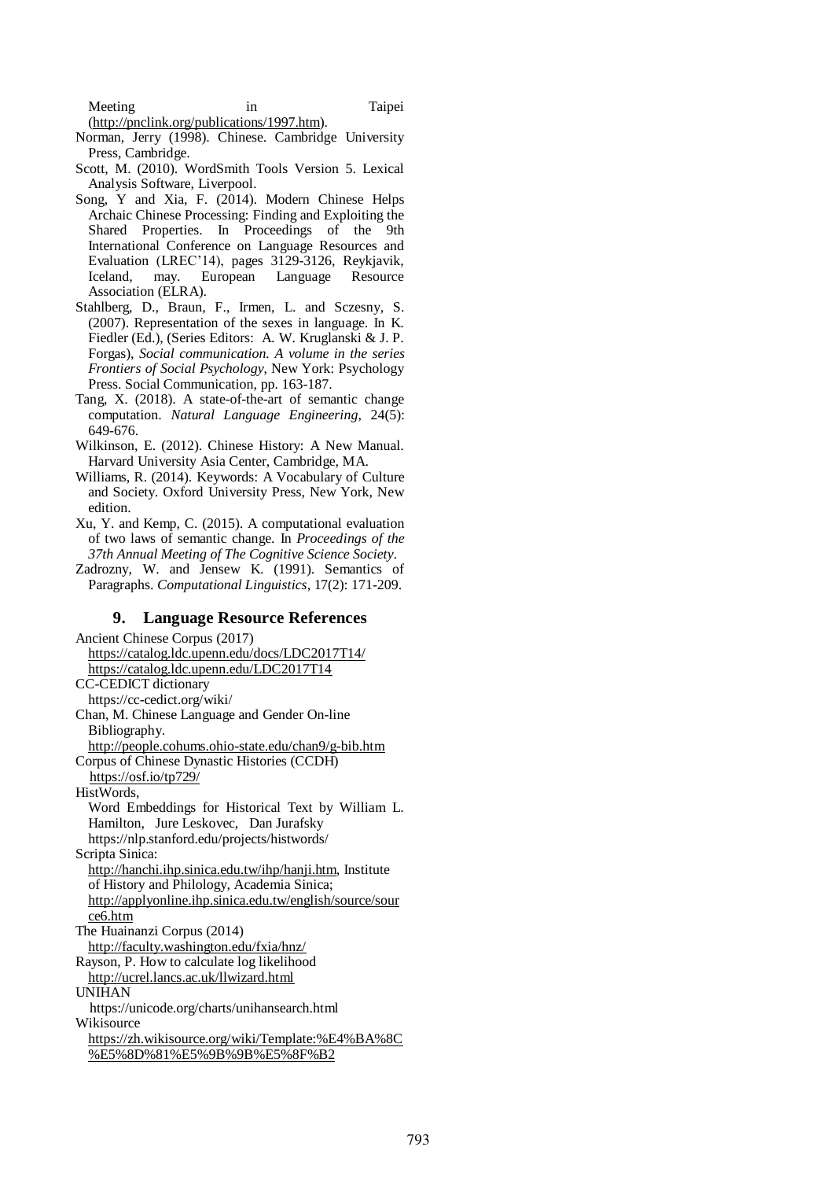Meeting in Taipei (http://pnclink.org/publications/1997.htm).

Norman, Jerry (1998). Chinese. Cambridge University Press, Cambridge.

Scott, M. (2010). WordSmith Tools Version 5. Lexical Analysis Software, Liverpool.

Song, Y and Xia, F. (2014). Modern Chinese Helps Archaic Chinese Processing: Finding and Exploiting the Shared Properties. In Proceedings of the 9th International Conference on Language Resources and Evaluation (LREC'14), pages 3129-3126, Reykjavik, Iceland, may. European Language Resource Association (ELRA).

Stahlberg, D., Braun, F., Irmen, L. and Sczesny, S. (2007). Representation of the sexes in language. In K. Fiedler (Ed.), (Series Editors: A. W. Kruglanski & J. P. Forgas), *Social communication. A volume in the series Frontiers of Social Psychology*, New York: Psychology Press. Social Communication, pp. 163-187.

Tang, X. (2018). A state-of-the-art of semantic change computation. *Natural Language Engineering*, 24(5): 649-676.

Wilkinson, E. (2012). Chinese History: A New Manual. Harvard University Asia Center, Cambridge, MA.

Williams, R. (2014). Keywords: A Vocabulary of Culture and Society. Oxford University Press, New York, New edition.

Xu, Y. and Kemp, C. (2015). A computational evaluation of two laws of semantic change. In *Proceedings of the 37th Annual Meeting of The Cognitive Science Society*.

Zadrozny, W. and Jensew K. (1991). Semantics of Paragraphs. *Computational Linguistics*, 17(2): 171-209.

## 9. Language Resource References

Ancient Chinese Corpus (2017)
https://catalog.ldc.upenn.edu/docs/LDC2017T14/
https://catalog.ldc.upenn.edu/LDC2017T14

CC-CEDICT dictionary
https://cc-cedict.org/wiki/

Chan, M. Chinese Language and Gender On-line Bibliography.
http://people.cohums.ohio-state.edu/chan9/g-bib.htm

Corpus of Chinese Dynastic Histories (CCDH)
https://osf.io/tp729/

HistWords,
Word Embeddings for Historical Text by William L. Hamilton, Jure Leskovec, Dan Jurafsky
https://nlp.stanford.edu/projects/histwords/

Scripta Sinica:
http://hanchi.ihp.sinica.edu.tw/ihp/hanji.htm, Institute of History and Philology, Academia Sinica;
http://applyonline.ihp.sinica.edu.tw/english/source/source6.htm

The Huainanzi Corpus (2014)
http://faculty.washington.edu/fxia/hnz/

Rayson, P. How to calculate log likelihood
http://ucrel.lancs.ac.uk/llwizard.html

UNIHAN
https://unicode.org/charts/unihansearch.html

Wikisource
https://zh.wikisource.org/wiki/Template:%E4%BA%8C%E5%8D%81%E5%9B%9B%E5%8F%B2